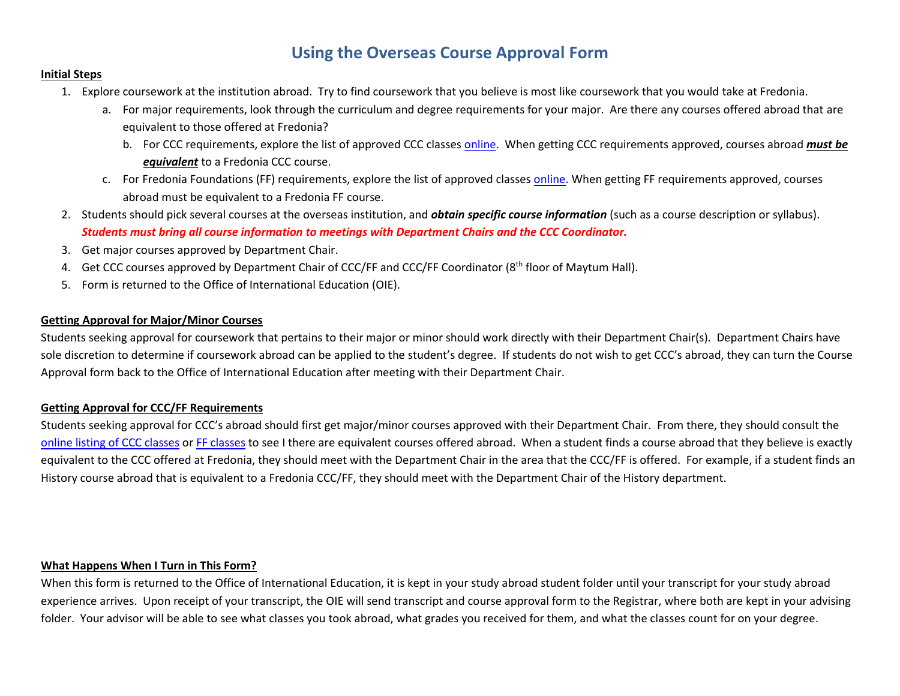# Using the Overseas Course Approval Form

**Initial Steps**

1. Explore coursework at the institution abroad. Try to find coursework that you believe is most like coursework that you would take at Fredonia.
   a. For major requirements, look through the curriculum and degree requirements for your major. Are there any courses offered abroad that are equivalent to those offered at Fredonia?
   b. For CCC requirements, explore the list of approved CCC classes online. When getting CCC requirements approved, courses abroad ***must be equivalent*** to a Fredonia CCC course.
   c. For Fredonia Foundations (FF) requirements, explore the list of approved classes online. When getting FF requirements approved, courses abroad must be equivalent to a Fredonia FF course.
2. Students should pick several courses at the overseas institution, and ***obtain specific course information*** (such as a course description or syllabus). ***Students must bring all course information to meetings with Department Chairs and the CCC Coordinator.***
3. Get major courses approved by Department Chair.
4. Get CCC courses approved by Department Chair of CCC/FF and CCC/FF Coordinator (8th floor of Maytum Hall).
5. Form is returned to the Office of International Education (OIE).

**Getting Approval for Major/Minor Courses**

Students seeking approval for coursework that pertains to their major or minor should work directly with their Department Chair(s). Department Chairs have sole discretion to determine if coursework abroad can be applied to the student's degree. If students do not wish to get CCC's abroad, they can turn the Course Approval form back to the Office of International Education after meeting with their Department Chair.

**Getting Approval for CCC/FF Requirements**

Students seeking approval for CCC's abroad should first get major/minor courses approved with their Department Chair. From there, they should consult the online listing of CCC classes or FF classes to see I there are equivalent courses offered abroad. When a student finds a course abroad that they believe is exactly equivalent to the CCC offered at Fredonia, they should meet with the Department Chair in the area that the CCC/FF is offered. For example, if a student finds an History course abroad that is equivalent to a Fredonia CCC/FF, they should meet with the Department Chair of the History department.

**What Happens When I Turn in This Form?**

When this form is returned to the Office of International Education, it is kept in your study abroad student folder until your transcript for your study abroad experience arrives. Upon receipt of your transcript, the OIE will send transcript and course approval form to the Registrar, where both are kept in your advising folder. Your advisor will be able to see what classes you took abroad, what grades you received for them, and what the classes count for on your degree.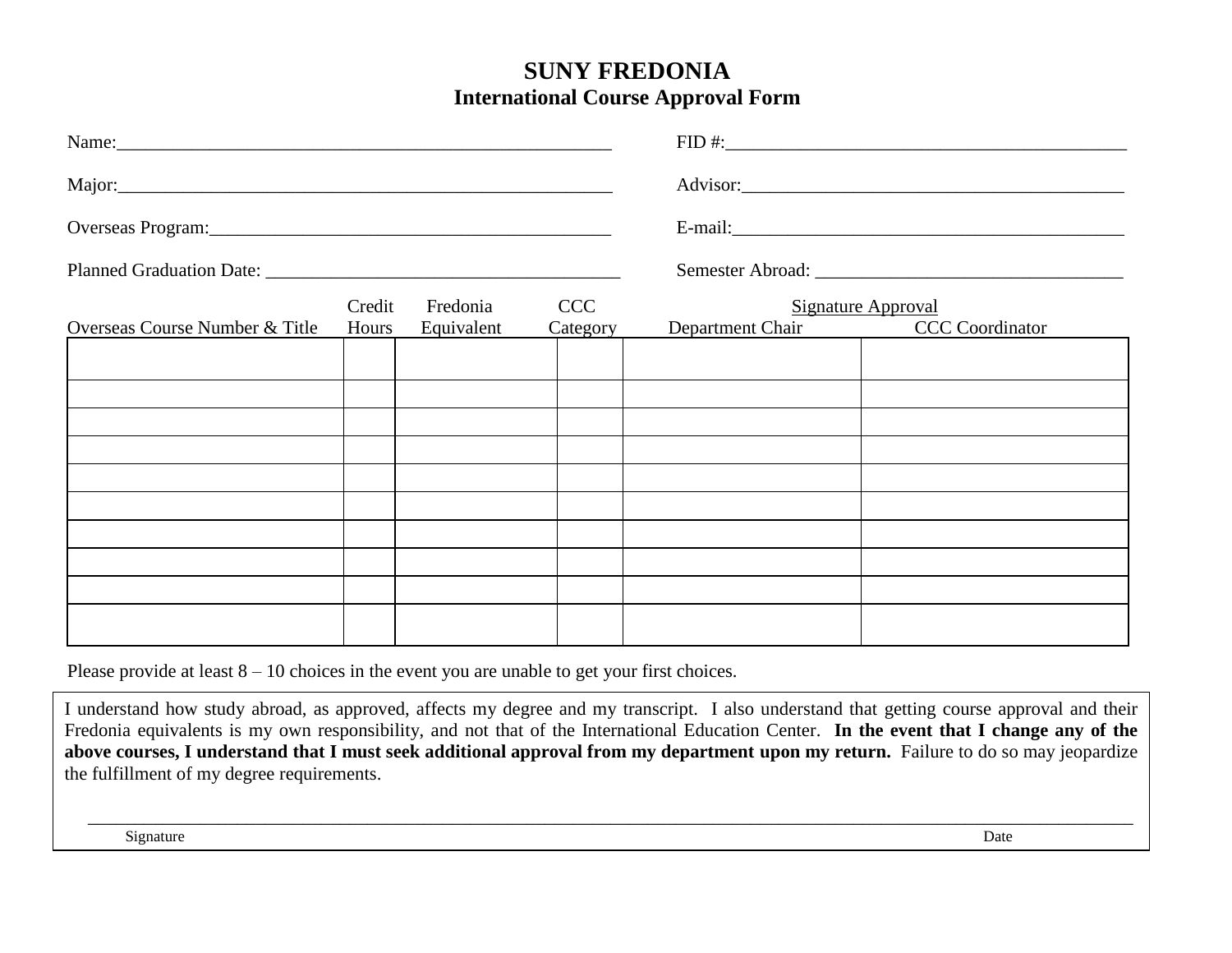# SUNY FREDONIA

## International Course Approval Form

Name:_______________________________________________________ FID #:____________________________________________

Major:_______________________________________________________ Advisor:_________________________________________

Overseas Program:____________________________________________ E-mail:__________________________________________

Planned Graduation Date: _______________________________________ Semester Abroad: _________________________________

| Overseas Course Number & Title | Credit Hours | Fredonia Equivalent | CCC Category | Signature Approval<br>Department Chair | <br>CCC Coordinator |
|---|---|---|---|---|---|
| | | | | | |
| | | | | | |
| | | | | | |
| | | | | | |
| | | | | | |
| | | | | | |
| | | | | | |
| | | | | | |
| | | | | | |
| | | | | | |

Please provide at least 8 – 10 choices in the event you are unable to get your first choices.

I understand how study abroad, as approved, affects my degree and my transcript. I also understand that getting course approval and their Fredonia equivalents is my own responsibility, and not that of the International Education Center. **In the event that I change any of the above courses, I understand that I must seek additional approval from my department upon my return.** Failure to do so may jeopardize the fulfillment of my degree requirements.

_____________________________________________________________________________________________________________

Signature Date